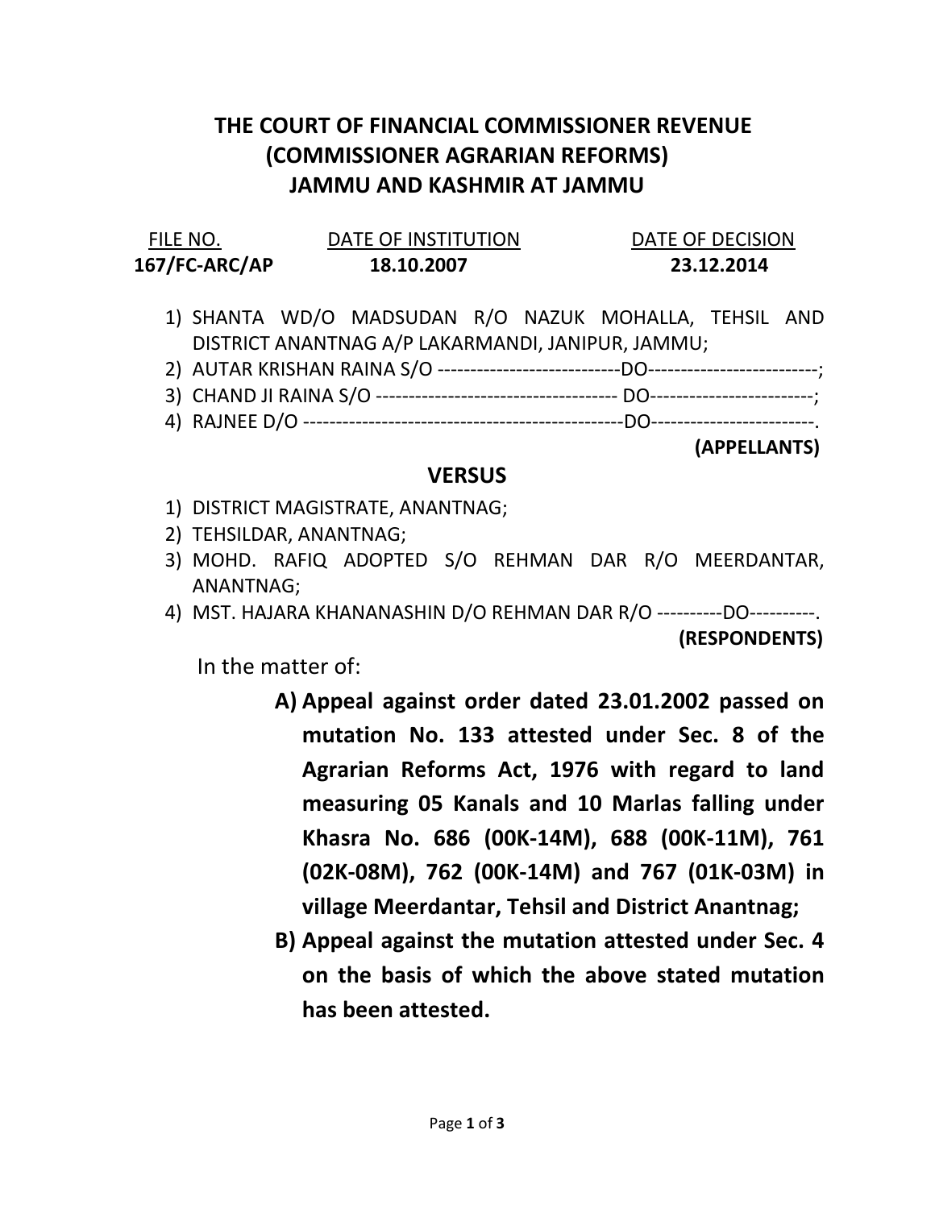# THE COURT OF FINANCIAL COMMISSIONER REVENUE
## (COMMISSIONER AGRARIAN REFORMS)
## JAMMU AND KASHMIR AT JAMMU

| FILE NO. | DATE OF INSTITUTION | DATE OF DECISION |
|---|---|---|
| **167/FC-ARC/AP** | **18.10.2007** | **23.12.2014** |

1) SHANTA WD/O MADSUDAN R/O NAZUK MOHALLA, TEHSIL AND DISTRICT ANANTNAG A/P LAKARMANDI, JANIPUR, JAMMU;
2) AUTAR KRISHAN RAINA S/O ---------------------------DO-------------------------;
3) CHAND JI RAINA S/O ------------------------------------ DO------------------------;
4) RAJNEE D/O -----------------------------------------------DO------------------------.

**(APPELLANTS)**

**VERSUS**

1) DISTRICT MAGISTRATE, ANANTNAG;
2) TEHSILDAR, ANANTNAG;
3) MOHD. RAFIQ ADOPTED S/O REHMAN DAR R/O MEERDANTAR, ANANTNAG;
4) MST. HAJARA KHANANASHIN D/O REHMAN DAR R/O ----------DO----------.

**(RESPONDENTS)**

In the matter of:

A) **Appeal against order dated 23.01.2002 passed on mutation No. 133 attested under Sec. 8 of the Agrarian Reforms Act, 1976 with regard to land measuring 05 Kanals and 10 Marlas falling under Khasra No. 686 (00K-14M), 688 (00K-11M), 761 (02K-08M), 762 (00K-14M) and 767 (01K-03M) in village Meerdantar, Tehsil and District Anantnag;**

B) **Appeal against the mutation attested under Sec. 4 on the basis of which the above stated mutation has been attested.**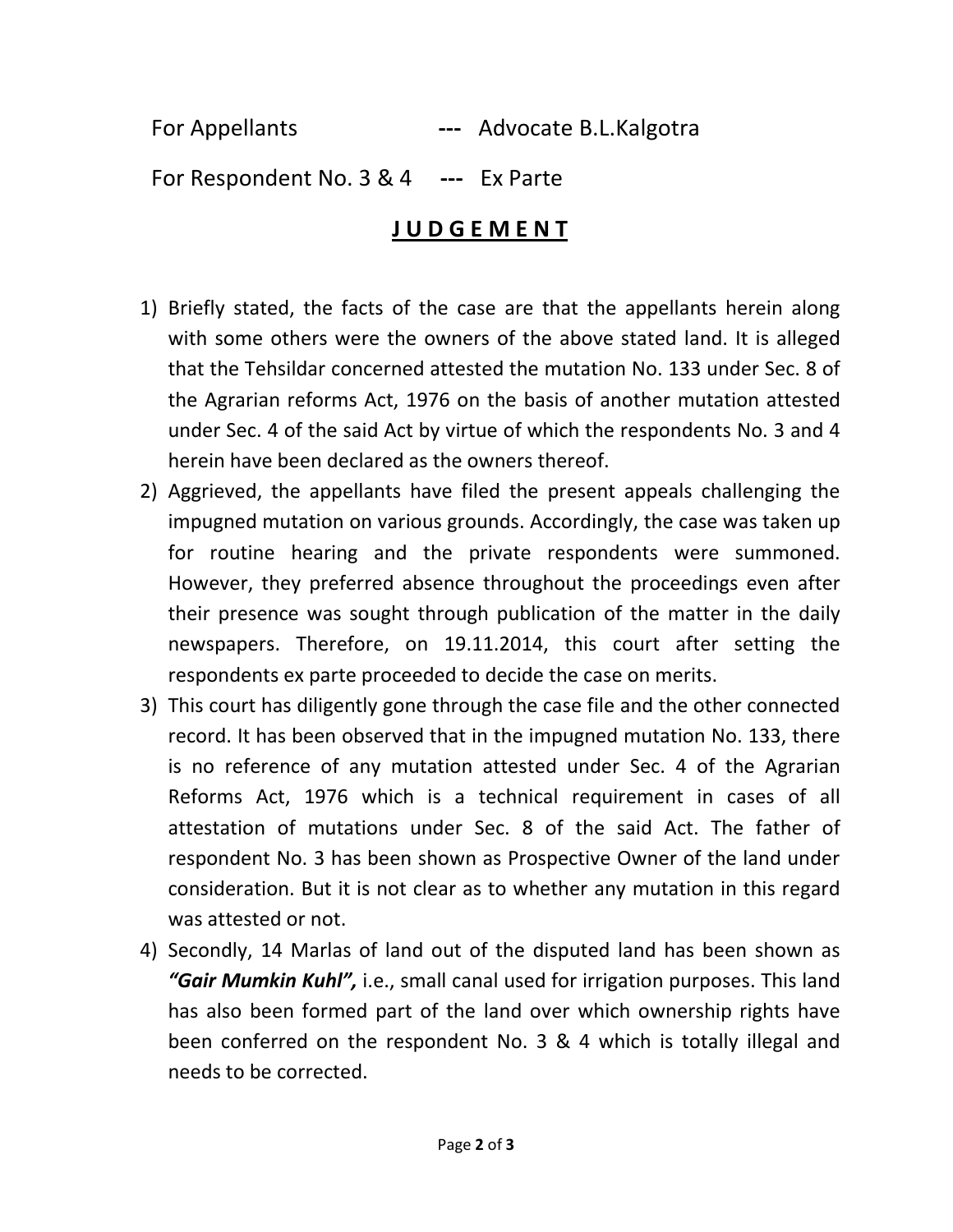For Appellants --- Advocate B.L.Kalgotra

For Respondent No. 3 & 4 --- Ex Parte

## **J U D G E M E N T**

1) Briefly stated, the facts of the case are that the appellants herein along with some others were the owners of the above stated land. It is alleged that the Tehsildar concerned attested the mutation No. 133 under Sec. 8 of the Agrarian reforms Act, 1976 on the basis of another mutation attested under Sec. 4 of the said Act by virtue of which the respondents No. 3 and 4 herein have been declared as the owners thereof.
2) Aggrieved, the appellants have filed the present appeals challenging the impugned mutation on various grounds. Accordingly, the case was taken up for routine hearing and the private respondents were summoned. However, they preferred absence throughout the proceedings even after their presence was sought through publication of the matter in the daily newspapers. Therefore, on 19.11.2014, this court after setting the respondents ex parte proceeded to decide the case on merits.
3) This court has diligently gone through the case file and the other connected record. It has been observed that in the impugned mutation No. 133, there is no reference of any mutation attested under Sec. 4 of the Agrarian Reforms Act, 1976 which is a technical requirement in cases of all attestation of mutations under Sec. 8 of the said Act. The father of respondent No. 3 has been shown as Prospective Owner of the land under consideration. But it is not clear as to whether any mutation in this regard was attested or not.
4) Secondly, 14 Marlas of land out of the disputed land has been shown as ***"Gair Mumkin Kuhl",*** i.e., small canal used for irrigation purposes. This land has also been formed part of the land over which ownership rights have been conferred on the respondent No. 3 & 4 which is totally illegal and needs to be corrected.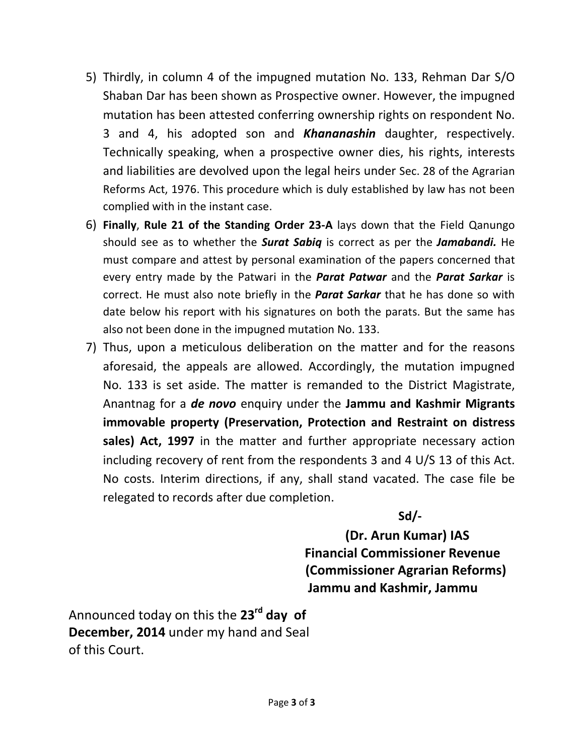5) Thirdly, in column 4 of the impugned mutation No. 133, Rehman Dar S/O Shaban Dar has been shown as Prospective owner. However, the impugned mutation has been attested conferring ownership rights on respondent No. 3 and 4, his adopted son and ***Khananashin*** daughter, respectively. Technically speaking, when a prospective owner dies, his rights, interests and liabilities are devolved upon the legal heirs under Sec. 28 of the Agrarian Reforms Act, 1976. This procedure which is duly established by law has not been complied with in the instant case.

6) **Finally**, **Rule 21 of the Standing Order 23-A** lays down that the Field Qanungo should see as to whether the ***Surat Sabiq*** is correct as per the ***Jamabandi.*** He must compare and attest by personal examination of the papers concerned that every entry made by the Patwari in the ***Parat Patwar*** and the ***Parat Sarkar*** is correct. He must also note briefly in the ***Parat Sarkar*** that he has done so with date below his report with his signatures on both the parats. But the same has also not been done in the impugned mutation No. 133.

7) Thus, upon a meticulous deliberation on the matter and for the reasons aforesaid, the appeals are allowed. Accordingly, the mutation impugned No. 133 is set aside. The matter is remanded to the District Magistrate, Anantnag for a ***de novo*** enquiry under the **Jammu and Kashmir Migrants immovable property (Preservation, Protection and Restraint on distress sales) Act, 1997** in the matter and further appropriate necessary action including recovery of rent from the respondents 3 and 4 U/S 13 of this Act. No costs. Interim directions, if any, shall stand vacated. The case file be relegated to records after due completion.

**Sd/-**

**(Dr. Arun Kumar) IAS**
**Financial Commissioner Revenue**
**(Commissioner Agrarian Reforms)**
**Jammu and Kashmir, Jammu**

Announced today on this the **23rd day of December, 2014** under my hand and Seal of this Court.